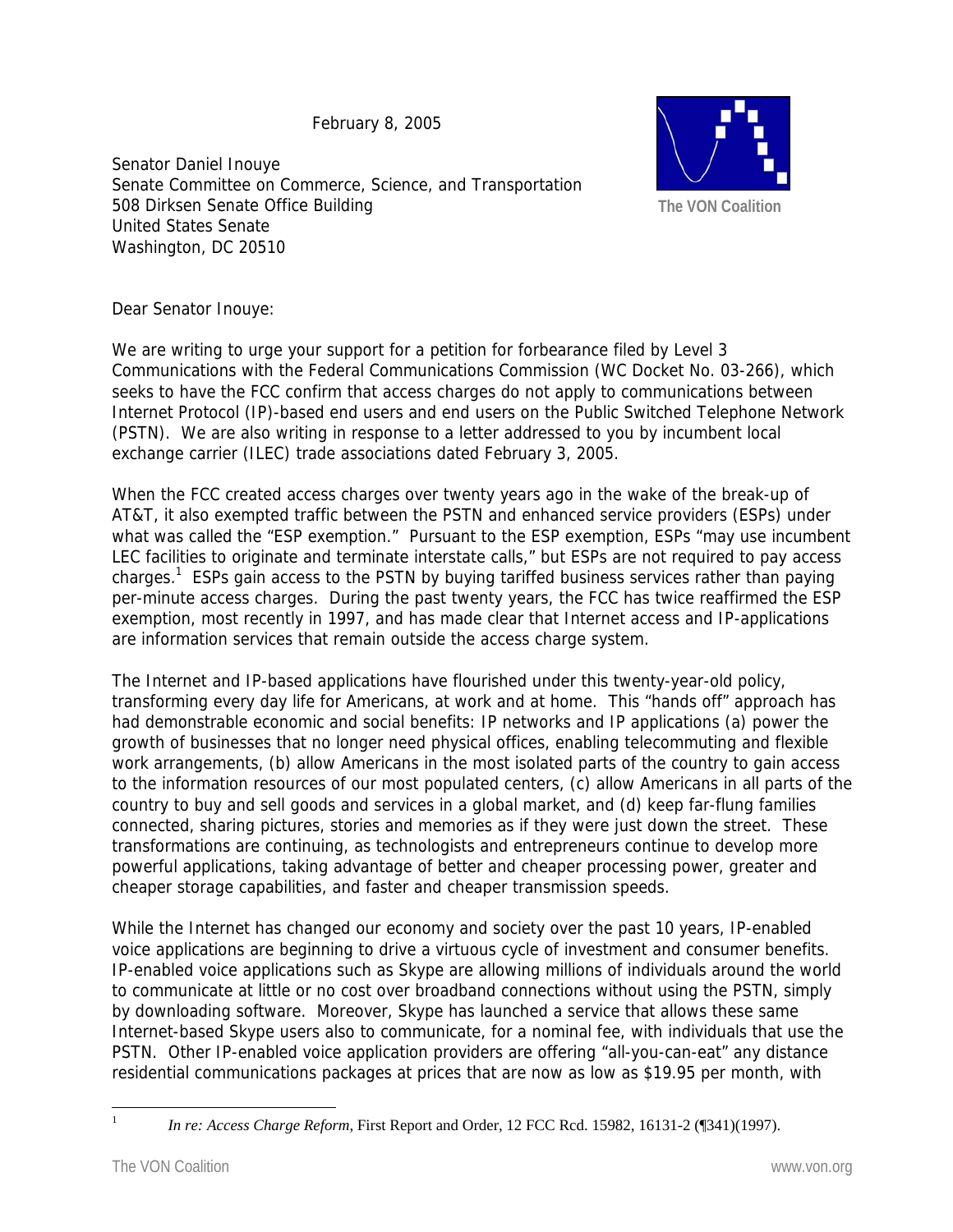February 8, 2005

The VON Coalition

Senator Daniel Inouye
Senate Committee on Commerce, Science, and Transportation
508 Dirksen Senate Office Building
United States Senate
Washington, DC 20510

Dear Senator Inouye:

We are writing to urge your support for a petition for forbearance filed by Level 3 Communications with the Federal Communications Commission (WC Docket No. 03-266), which seeks to have the FCC confirm that access charges do not apply to communications between Internet Protocol (IP)-based end users and end users on the Public Switched Telephone Network (PSTN). We are also writing in response to a letter addressed to you by incumbent local exchange carrier (ILEC) trade associations dated February 3, 2005.

When the FCC created access charges over twenty years ago in the wake of the break-up of AT&T, it also exempted traffic between the PSTN and enhanced service providers (ESPs) under what was called the "ESP exemption." Pursuant to the ESP exemption, ESPs "may use incumbent LEC facilities to originate and terminate interstate calls," but ESPs are not required to pay access charges.[1] ESPs gain access to the PSTN by buying tariffed business services rather than paying per-minute access charges. During the past twenty years, the FCC has twice reaffirmed the ESP exemption, most recently in 1997, and has made clear that Internet access and IP-applications are information services that remain outside the access charge system.

The Internet and IP-based applications have flourished under this twenty-year-old policy, transforming every day life for Americans, at work and at home. This "hands off" approach has had demonstrable economic and social benefits: IP networks and IP applications (a) power the growth of businesses that no longer need physical offices, enabling telecommuting and flexible work arrangements, (b) allow Americans in the most isolated parts of the country to gain access to the information resources of our most populated centers, (c) allow Americans in all parts of the country to buy and sell goods and services in a global market, and (d) keep far-flung families connected, sharing pictures, stories and memories as if they were just down the street. These transformations are continuing, as technologists and entrepreneurs continue to develop more powerful applications, taking advantage of better and cheaper processing power, greater and cheaper storage capabilities, and faster and cheaper transmission speeds.

While the Internet has changed our economy and society over the past 10 years, IP-enabled voice applications are beginning to drive a virtuous cycle of investment and consumer benefits. IP-enabled voice applications such as Skype are allowing millions of individuals around the world to communicate at little or no cost over broadband connections without using the PSTN, simply by downloading software. Moreover, Skype has launched a service that allows these same Internet-based Skype users also to communicate, for a nominal fee, with individuals that use the PSTN. Other IP-enabled voice application providers are offering "all-you-can-eat" any distance residential communications packages at prices that are now as low as $19.95 per month, with

---

[1] *In re: Access Charge Reform*, First Report and Order, 12 FCC Rcd. 15982, 16131-2 (¶341)(1997).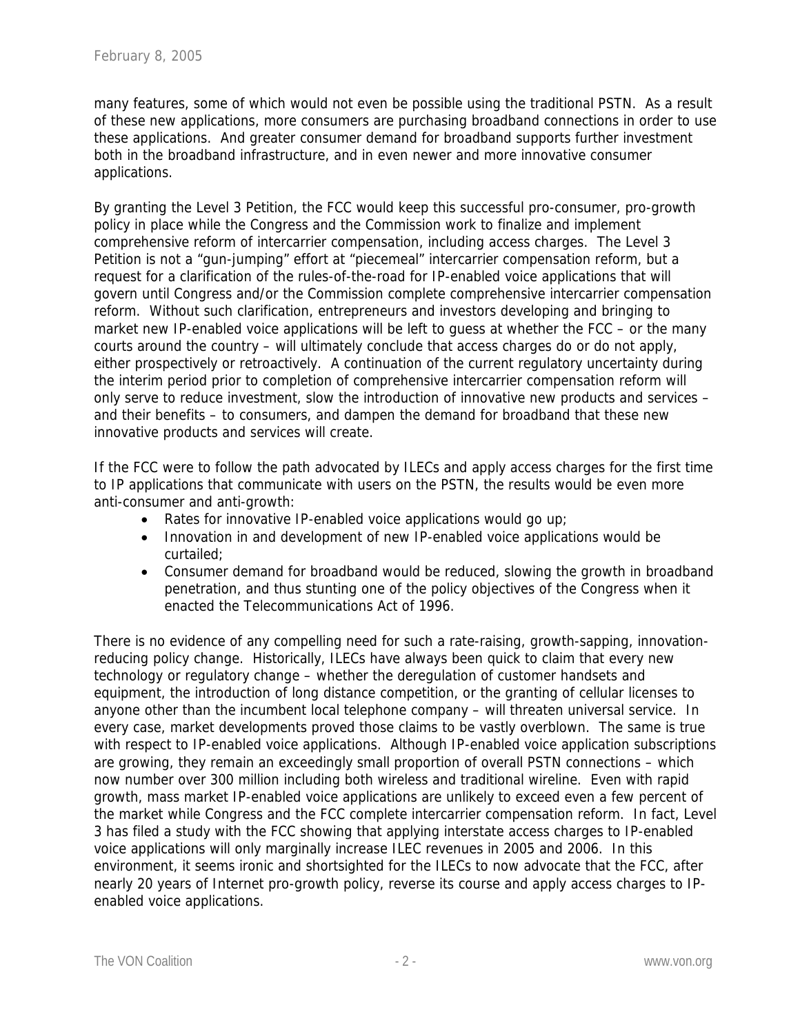many features, some of which would not even be possible using the traditional PSTN. As a result of these new applications, more consumers are purchasing broadband connections in order to use these applications. And greater consumer demand for broadband supports further investment both in the broadband infrastructure, and in even newer and more innovative consumer applications.

By granting the Level 3 Petition, the FCC would keep this successful pro-consumer, pro-growth policy in place while the Congress and the Commission work to finalize and implement comprehensive reform of intercarrier compensation, including access charges. The Level 3 Petition is not a "gun-jumping" effort at "piecemeal" intercarrier compensation reform, but a request for a clarification of the rules-of-the-road for IP-enabled voice applications that will govern until Congress and/or the Commission complete comprehensive intercarrier compensation reform. Without such clarification, entrepreneurs and investors developing and bringing to market new IP-enabled voice applications will be left to guess at whether the FCC – or the many courts around the country – will ultimately conclude that access charges do or do not apply, either prospectively or retroactively. A continuation of the current regulatory uncertainty during the interim period prior to completion of comprehensive intercarrier compensation reform will only serve to reduce investment, slow the introduction of innovative new products and services – and their benefits – to consumers, and dampen the demand for broadband that these new innovative products and services will create.

If the FCC were to follow the path advocated by ILECs and apply access charges for the first time to IP applications that communicate with users on the PSTN, the results would be even more anti-consumer and anti-growth:

- Rates for innovative IP-enabled voice applications would go up;
- Innovation in and development of new IP-enabled voice applications would be curtailed;
- Consumer demand for broadband would be reduced, slowing the growth in broadband penetration, and thus stunting one of the policy objectives of the Congress when it enacted the Telecommunications Act of 1996.

There is no evidence of any compelling need for such a rate-raising, growth-sapping, innovation-reducing policy change. Historically, ILECs have always been quick to claim that every new technology or regulatory change – whether the deregulation of customer handsets and equipment, the introduction of long distance competition, or the granting of cellular licenses to anyone other than the incumbent local telephone company – will threaten universal service. In every case, market developments proved those claims to be vastly overblown. The same is true with respect to IP-enabled voice applications. Although IP-enabled voice application subscriptions are growing, they remain an exceedingly small proportion of overall PSTN connections – which now number over 300 million including both wireless and traditional wireline. Even with rapid growth, mass market IP-enabled voice applications are unlikely to exceed even a few percent of the market while Congress and the FCC complete intercarrier compensation reform. In fact, Level 3 has filed a study with the FCC showing that applying interstate access charges to IP-enabled voice applications will only marginally increase ILEC revenues in 2005 and 2006. In this environment, it seems ironic and shortsighted for the ILECs to now advocate that the FCC, after nearly 20 years of Internet pro-growth policy, reverse its course and apply access charges to IP-enabled voice applications.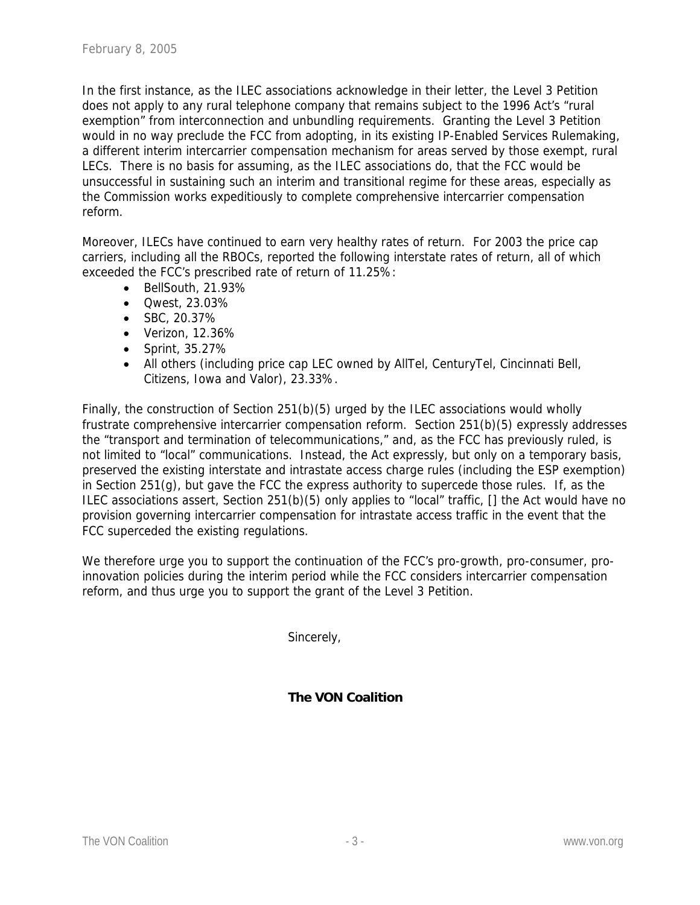In the first instance, as the ILEC associations acknowledge in their letter, the Level 3 Petition does not apply to any rural telephone company that remains subject to the 1996 Act's "rural exemption" from interconnection and unbundling requirements. Granting the Level 3 Petition would in no way preclude the FCC from adopting, in its existing IP-Enabled Services Rulemaking, a different interim intercarrier compensation mechanism for areas served by those exempt, rural LECs. There is no basis for assuming, as the ILEC associations do, that the FCC would be unsuccessful in sustaining such an interim and transitional regime for these areas, especially as the Commission works expeditiously to complete comprehensive intercarrier compensation reform.

Moreover, ILECs have continued to earn very healthy rates of return. For 2003 the price cap carriers, including all the RBOCs, reported the following interstate rates of return, all of which exceeded the FCC's prescribed rate of return of 11.25%:

- BellSouth, 21.93%
- Qwest, 23.03%
- SBC, 20.37%
- Verizon, 12.36%
- Sprint, 35.27%
- All others (including price cap LEC owned by AllTel, CenturyTel, Cincinnati Bell, Citizens, Iowa and Valor), 23.33%.

Finally, the construction of Section 251(b)(5) urged by the ILEC associations would wholly frustrate comprehensive intercarrier compensation reform. Section 251(b)(5) expressly addresses the "transport and termination of telecommunications," and, as the FCC has previously ruled, is not limited to "local" communications. Instead, the Act expressly, but only on a temporary basis, preserved the existing interstate and intrastate access charge rules (including the ESP exemption) in Section 251(g), but gave the FCC the express authority to supercede those rules. If, as the ILEC associations assert, Section 251(b)(5) only applies to "local" traffic, [] the Act would have no provision governing intercarrier compensation for intrastate access traffic in the event that the FCC superceded the existing regulations.

We therefore urge you to support the continuation of the FCC's pro-growth, pro-consumer, pro-innovation policies during the interim period while the FCC considers intercarrier compensation reform, and thus urge you to support the grant of the Level 3 Petition.

Sincerely,

**The VON Coalition**